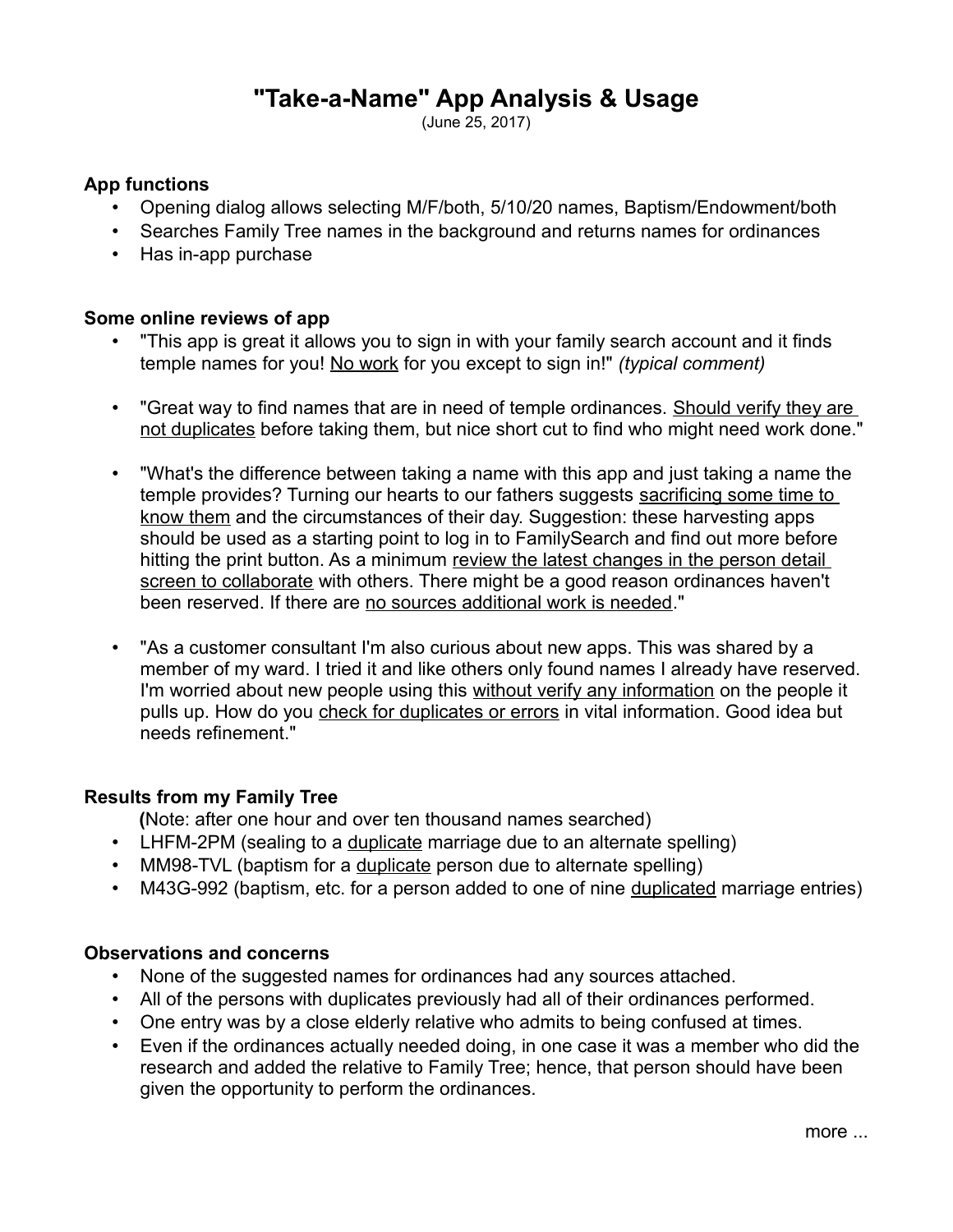# "Take-a-Name" App Analysis & Usage

(June 25, 2017)

### App functions

- Opening dialog allows selecting M/F/both, 5/10/20 names, Baptism/Endowment/both
- Searches Family Tree names in the background and returns names for ordinances
- Has in-app purchase

### Some online reviews of app

- "This app is great it allows you to sign in with your family search account and it finds temple names for you! No work for you except to sign in!" *(typical comment)*

- "Great way to find names that are in need of temple ordinances. Should verify they are not duplicates before taking them, but nice short cut to find who might need work done."

- "What's the difference between taking a name with this app and just taking a name the temple provides? Turning our hearts to our fathers suggests sacrificing some time to know them and the circumstances of their day. Suggestion: these harvesting apps should be used as a starting point to log in to FamilySearch and find out more before hitting the print button. As a minimum review the latest changes in the person detail screen to collaborate with others. There might be a good reason ordinances haven't been reserved. If there are no sources additional work is needed."

- "As a customer consultant I'm also curious about new apps. This was shared by a member of my ward. I tried it and like others only found names I already have reserved. I'm worried about new people using this without verify any information on the people it pulls up. How do you check for duplicates or errors in vital information. Good idea but needs refinement."

### Results from my Family Tree

(Note: after one hour and over ten thousand names searched)

- LHFM-2PM (sealing to a duplicate marriage due to an alternate spelling)
- MM98-TVL (baptism for a duplicate person due to alternate spelling)
- M43G-992 (baptism, etc. for a person added to one of nine duplicated marriage entries)

### Observations and concerns

- None of the suggested names for ordinances had any sources attached.
- All of the persons with duplicates previously had all of their ordinances performed.
- One entry was by a close elderly relative who admits to being confused at times.
- Even if the ordinances actually needed doing, in one case it was a member who did the research and added the relative to Family Tree; hence, that person should have been given the opportunity to perform the ordinances.

more ...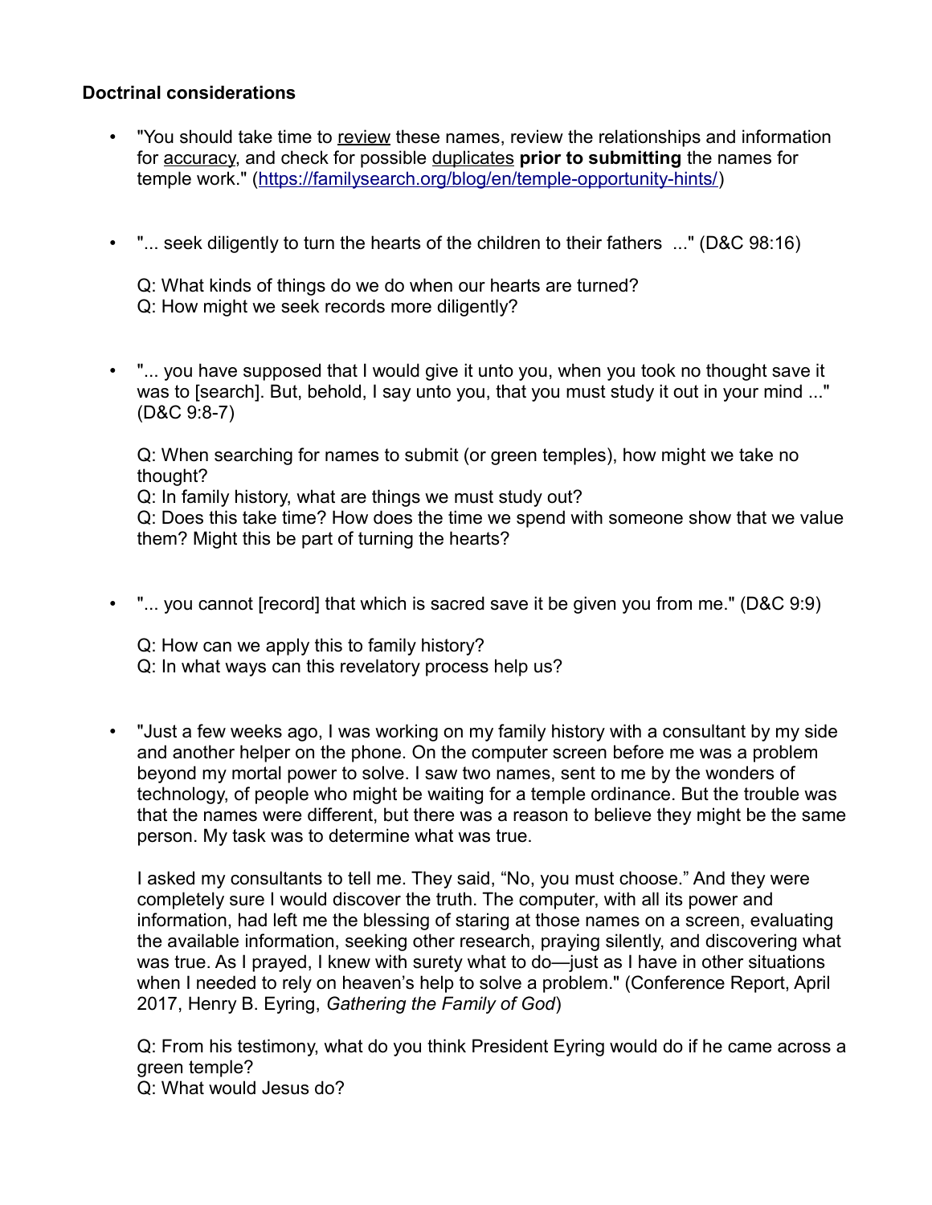**Doctrinal considerations**

- "You should take time to review these names, review the relationships and information for accuracy, and check for possible duplicates **prior to submitting** the names for temple work." ([https://familysearch.org/blog/en/temple-opportunity-hints/](https://familysearch.org/blog/en/temple-opportunity-hints/))

- "... seek diligently to turn the hearts of the children to their fathers ..." (D&C 98:16)

  Q: What kinds of things do we do when our hearts are turned?
  Q: How might we seek records more diligently?

- "... you have supposed that I would give it unto you, when you took no thought save it was to [search]. But, behold, I say unto you, that you must study it out in your mind ..." (D&C 9:8-7)

  Q: When searching for names to submit (or green temples), how might we take no thought?
  Q: In family history, what are things we must study out?
  Q: Does this take time? How does the time we spend with someone show that we value them? Might this be part of turning the hearts?

- "... you cannot [record] that which is sacred save it be given you from me." (D&C 9:9)

  Q: How can we apply this to family history?
  Q: In what ways can this revelatory process help us?

- "Just a few weeks ago, I was working on my family history with a consultant by my side and another helper on the phone. On the computer screen before me was a problem beyond my mortal power to solve. I saw two names, sent to me by the wonders of technology, of people who might be waiting for a temple ordinance. But the trouble was that the names were different, but there was a reason to believe they might be the same person. My task was to determine what was true.

  I asked my consultants to tell me. They said, "No, you must choose." And they were completely sure I would discover the truth. The computer, with all its power and information, had left me the blessing of staring at those names on a screen, evaluating the available information, seeking other research, praying silently, and discovering what was true. As I prayed, I knew with surety what to do—just as I have in other situations when I needed to rely on heaven's help to solve a problem." (Conference Report, April 2017, Henry B. Eyring, *Gathering the Family of God*)

  Q: From his testimony, what do you think President Eyring would do if he came across a green temple?
  Q: What would Jesus do?